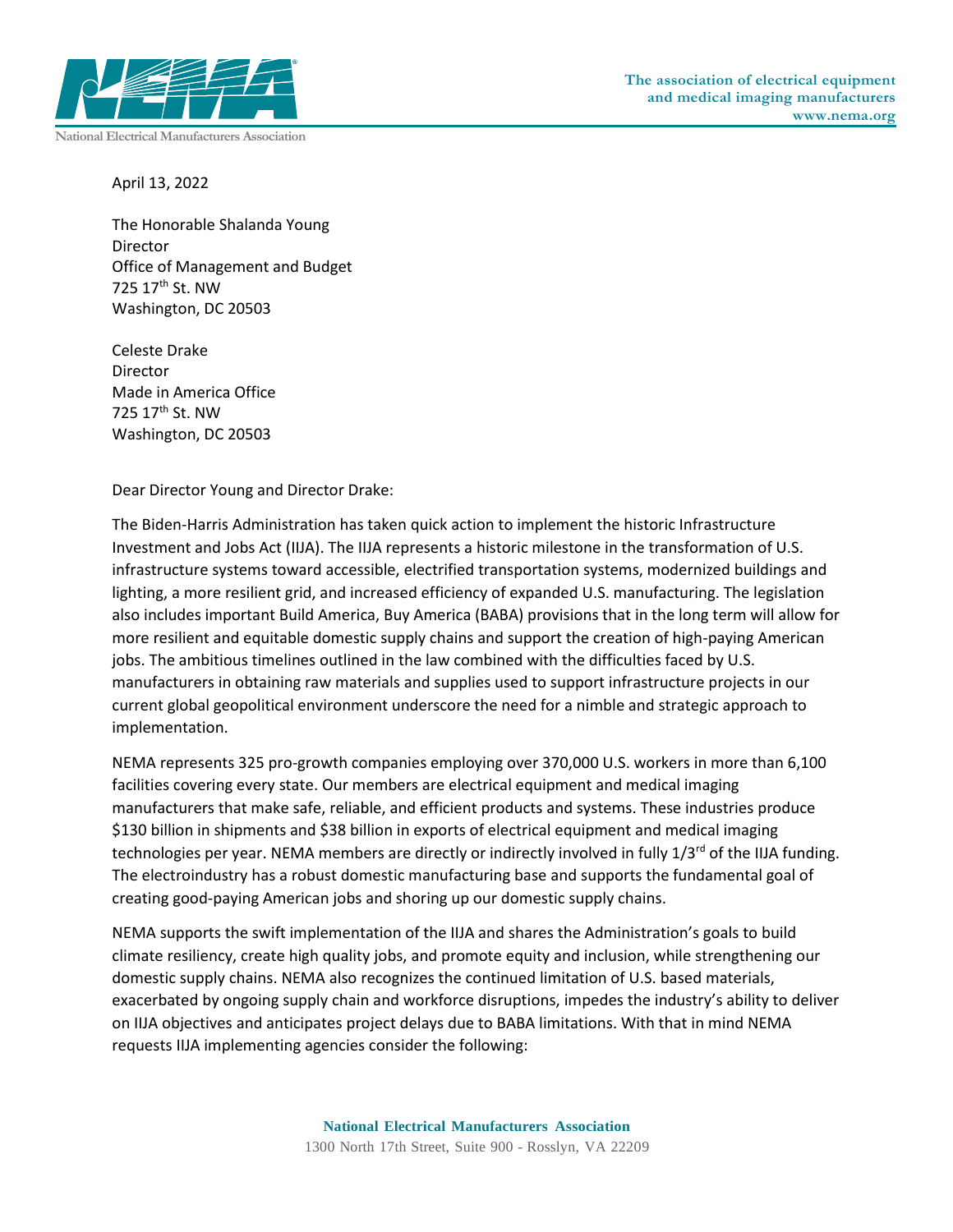April 13, 2022

The Honorable Shalanda Young
Director
Office of Management and Budget
725 17th St. NW
Washington, DC 20503

Celeste Drake
Director
Made in America Office
725 17th St. NW
Washington, DC 20503

Dear Director Young and Director Drake:

The Biden-Harris Administration has taken quick action to implement the historic Infrastructure Investment and Jobs Act (IIJA). The IIJA represents a historic milestone in the transformation of U.S. infrastructure systems toward accessible, electrified transportation systems, modernized buildings and lighting, a more resilient grid, and increased efficiency of expanded U.S. manufacturing. The legislation also includes important Build America, Buy America (BABA) provisions that in the long term will allow for more resilient and equitable domestic supply chains and support the creation of high-paying American jobs. The ambitious timelines outlined in the law combined with the difficulties faced by U.S. manufacturers in obtaining raw materials and supplies used to support infrastructure projects in our current global geopolitical environment underscore the need for a nimble and strategic approach to implementation.

NEMA represents 325 pro-growth companies employing over 370,000 U.S. workers in more than 6,100 facilities covering every state. Our members are electrical equipment and medical imaging manufacturers that make safe, reliable, and efficient products and systems. These industries produce $130 billion in shipments and $38 billion in exports of electrical equipment and medical imaging technologies per year. NEMA members are directly or indirectly involved in fully 1/3rd of the IIJA funding. The electroindustry has a robust domestic manufacturing base and supports the fundamental goal of creating good-paying American jobs and shoring up our domestic supply chains.

NEMA supports the swift implementation of the IIJA and shares the Administration's goals to build climate resiliency, create high quality jobs, and promote equity and inclusion, while strengthening our domestic supply chains. NEMA also recognizes the continued limitation of U.S. based materials, exacerbated by ongoing supply chain and workforce disruptions, impedes the industry's ability to deliver on IIJA objectives and anticipates project delays due to BABA limitations. With that in mind NEMA requests IIJA implementing agencies consider the following: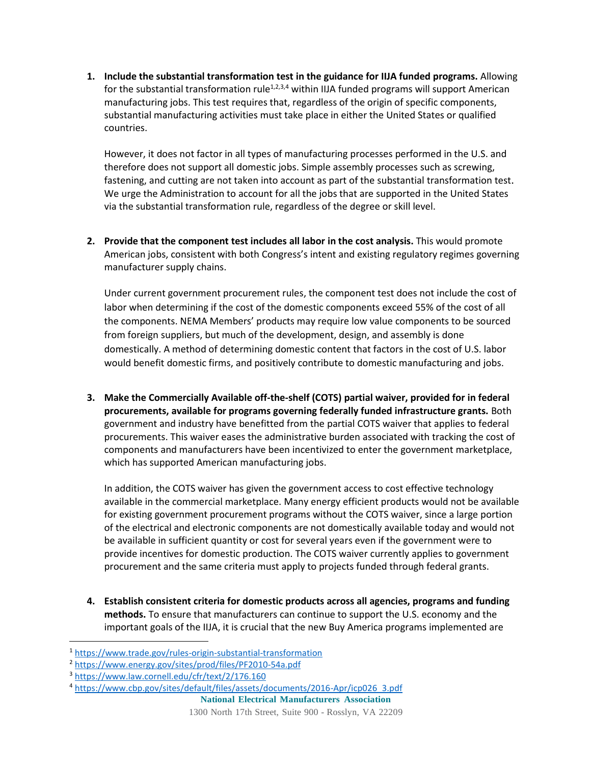1. **Include the substantial transformation test in the guidance for IIJA funded programs.** Allowing for the substantial transformation rule[1,2,3,4] within IIJA funded programs will support American manufacturing jobs. This test requires that, regardless of the origin of specific components, substantial manufacturing activities must take place in either the United States or qualified countries.

   However, it does not factor in all types of manufacturing processes performed in the U.S. and therefore does not support all domestic jobs. Simple assembly processes such as screwing, fastening, and cutting are not taken into account as part of the substantial transformation test. We urge the Administration to account for all the jobs that are supported in the United States via the substantial transformation rule, regardless of the degree or skill level.

2. **Provide that the component test includes all labor in the cost analysis.** This would promote American jobs, consistent with both Congress's intent and existing regulatory regimes governing manufacturer supply chains.

   Under current government procurement rules, the component test does not include the cost of labor when determining if the cost of the domestic components exceed 55% of the cost of all the components. NEMA Members' products may require low value components to be sourced from foreign suppliers, but much of the development, design, and assembly is done domestically. A method of determining domestic content that factors in the cost of U.S. labor would benefit domestic firms, and positively contribute to domestic manufacturing and jobs.

3. **Make the Commercially Available off-the-shelf (COTS) partial waiver, provided for in federal procurements, available for programs governing federally funded infrastructure grants.** Both government and industry have benefitted from the partial COTS waiver that applies to federal procurements. This waiver eases the administrative burden associated with tracking the cost of components and manufacturers have been incentivized to enter the government marketplace, which has supported American manufacturing jobs.

   In addition, the COTS waiver has given the government access to cost effective technology available in the commercial marketplace. Many energy efficient products would not be available for existing government procurement programs without the COTS waiver, since a large portion of the electrical and electronic components are not domestically available today and would not be available in sufficient quantity or cost for several years even if the government were to provide incentives for domestic production. The COTS waiver currently applies to government procurement and the same criteria must apply to projects funded through federal grants.

4. **Establish consistent criteria for domestic products across all agencies, programs and funding methods.** To ensure that manufacturers can continue to support the U.S. economy and the important goals of the IIJA, it is crucial that the new Buy America programs implemented are

---

[1] https://www.trade.gov/rules-origin-substantial-transformation

[2] https://www.energy.gov/sites/prod/files/PF2010-54a.pdf

[3] https://www.law.cornell.edu/cfr/text/2/176.160

[4] https://www.cbp.gov/sites/default/files/assets/documents/2016-Apr/icp026_3.pdf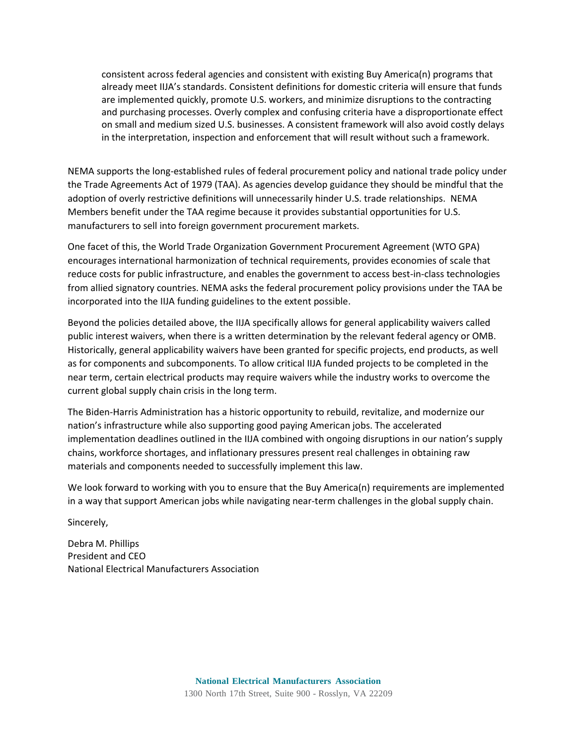consistent across federal agencies and consistent with existing Buy America(n) programs that already meet IIJA's standards. Consistent definitions for domestic criteria will ensure that funds are implemented quickly, promote U.S. workers, and minimize disruptions to the contracting and purchasing processes. Overly complex and confusing criteria have a disproportionate effect on small and medium sized U.S. businesses. A consistent framework will also avoid costly delays in the interpretation, inspection and enforcement that will result without such a framework.

NEMA supports the long-established rules of federal procurement policy and national trade policy under the Trade Agreements Act of 1979 (TAA). As agencies develop guidance they should be mindful that the adoption of overly restrictive definitions will unnecessarily hinder U.S. trade relationships. NEMA Members benefit under the TAA regime because it provides substantial opportunities for U.S. manufacturers to sell into foreign government procurement markets.

One facet of this, the World Trade Organization Government Procurement Agreement (WTO GPA) encourages international harmonization of technical requirements, provides economies of scale that reduce costs for public infrastructure, and enables the government to access best-in-class technologies from allied signatory countries. NEMA asks the federal procurement policy provisions under the TAA be incorporated into the IIJA funding guidelines to the extent possible.

Beyond the policies detailed above, the IIJA specifically allows for general applicability waivers called public interest waivers, when there is a written determination by the relevant federal agency or OMB. Historically, general applicability waivers have been granted for specific projects, end products, as well as for components and subcomponents. To allow critical IIJA funded projects to be completed in the near term, certain electrical products may require waivers while the industry works to overcome the current global supply chain crisis in the long term.

The Biden-Harris Administration has a historic opportunity to rebuild, revitalize, and modernize our nation's infrastructure while also supporting good paying American jobs. The accelerated implementation deadlines outlined in the IIJA combined with ongoing disruptions in our nation's supply chains, workforce shortages, and inflationary pressures present real challenges in obtaining raw materials and components needed to successfully implement this law.

We look forward to working with you to ensure that the Buy America(n) requirements are implemented in a way that support American jobs while navigating near-term challenges in the global supply chain.

Sincerely,

Debra M. Phillips
President and CEO
National Electrical Manufacturers Association

**National Electrical Manufacturers Association**
1300 North 17th Street, Suite 900 - Rosslyn, VA 22209